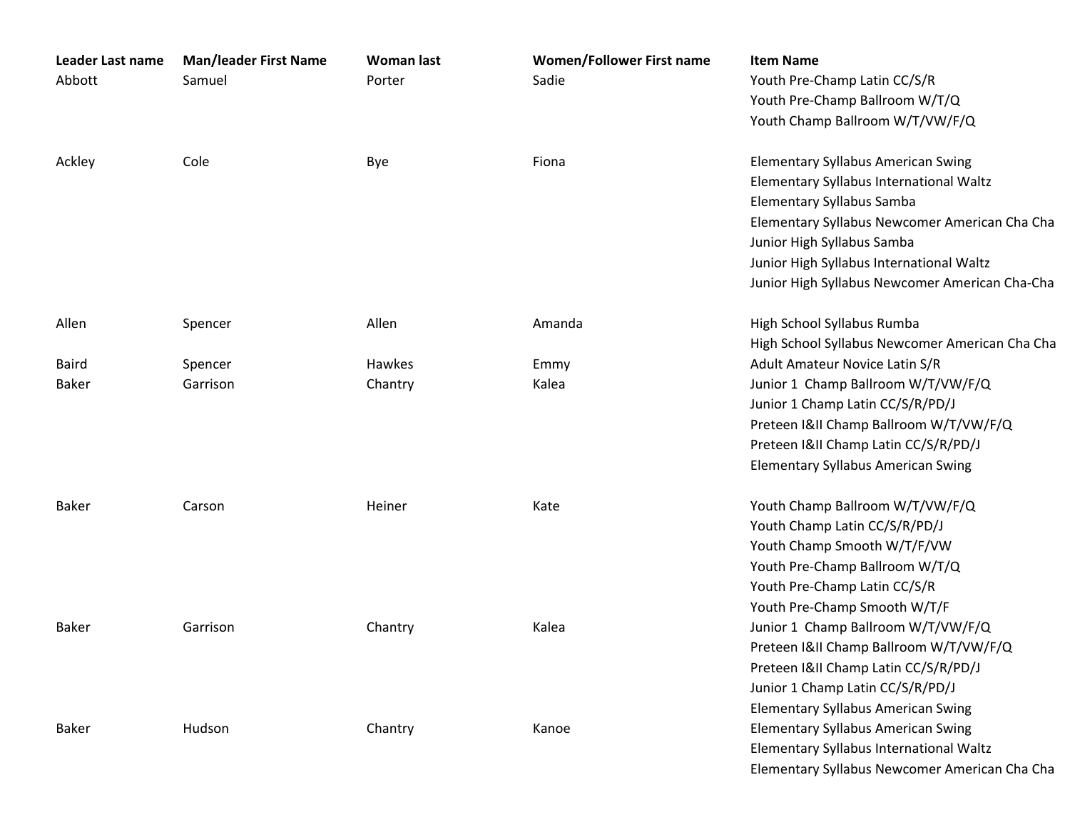| Leader Last name | Man/leader First Name | Woman last | Women/Follower First name | Item Name |
|---|---|---|---|---|
| Abbott | Samuel | Porter | Sadie | Youth Pre-Champ Latin CC/S/R |
| | | | | Youth Pre-Champ Ballroom W/T/Q |
| | | | | Youth Champ Ballroom W/T/VW/F/Q |
| Ackley | Cole | Bye | Fiona | Elementary Syllabus American Swing |
| | | | | Elementary Syllabus International Waltz |
| | | | | Elementary Syllabus Samba |
| | | | | Elementary Syllabus Newcomer American Cha Cha |
| | | | | Junior High Syllabus Samba |
| | | | | Junior High Syllabus International Waltz |
| | | | | Junior High Syllabus Newcomer American Cha-Cha |
| Allen | Spencer | Allen | Amanda | High School Syllabus Rumba |
| | | | | High School Syllabus Newcomer American Cha Cha |
| Baird | Spencer | Hawkes | Emmy | Adult Amateur Novice Latin S/R |
| Baker | Garrison | Chantry | Kalea | Junior 1 Champ Ballroom W/T/VW/F/Q |
| | | | | Junior 1 Champ Latin CC/S/R/PD/J |
| | | | | Preteen I&II Champ Ballroom W/T/VW/F/Q |
| | | | | Preteen I&II Champ Latin CC/S/R/PD/J |
| | | | | Elementary Syllabus American Swing |
| Baker | Carson | Heiner | Kate | Youth Champ Ballroom W/T/VW/F/Q |
| | | | | Youth Champ Latin CC/S/R/PD/J |
| | | | | Youth Champ Smooth W/T/F/VW |
| | | | | Youth Pre-Champ Ballroom W/T/Q |
| | | | | Youth Pre-Champ Latin CC/S/R |
| | | | | Youth Pre-Champ Smooth W/T/F |
| Baker | Garrison | Chantry | Kalea | Junior 1 Champ Ballroom W/T/VW/F/Q |
| | | | | Preteen I&II Champ Ballroom W/T/VW/F/Q |
| | | | | Preteen I&II Champ Latin CC/S/R/PD/J |
| | | | | Junior 1 Champ Latin CC/S/R/PD/J |
| | | | | Elementary Syllabus American Swing |
| Baker | Hudson | Chantry | Kanoe | Elementary Syllabus American Swing |
| | | | | Elementary Syllabus International Waltz |
| | | | | Elementary Syllabus Newcomer American Cha Cha |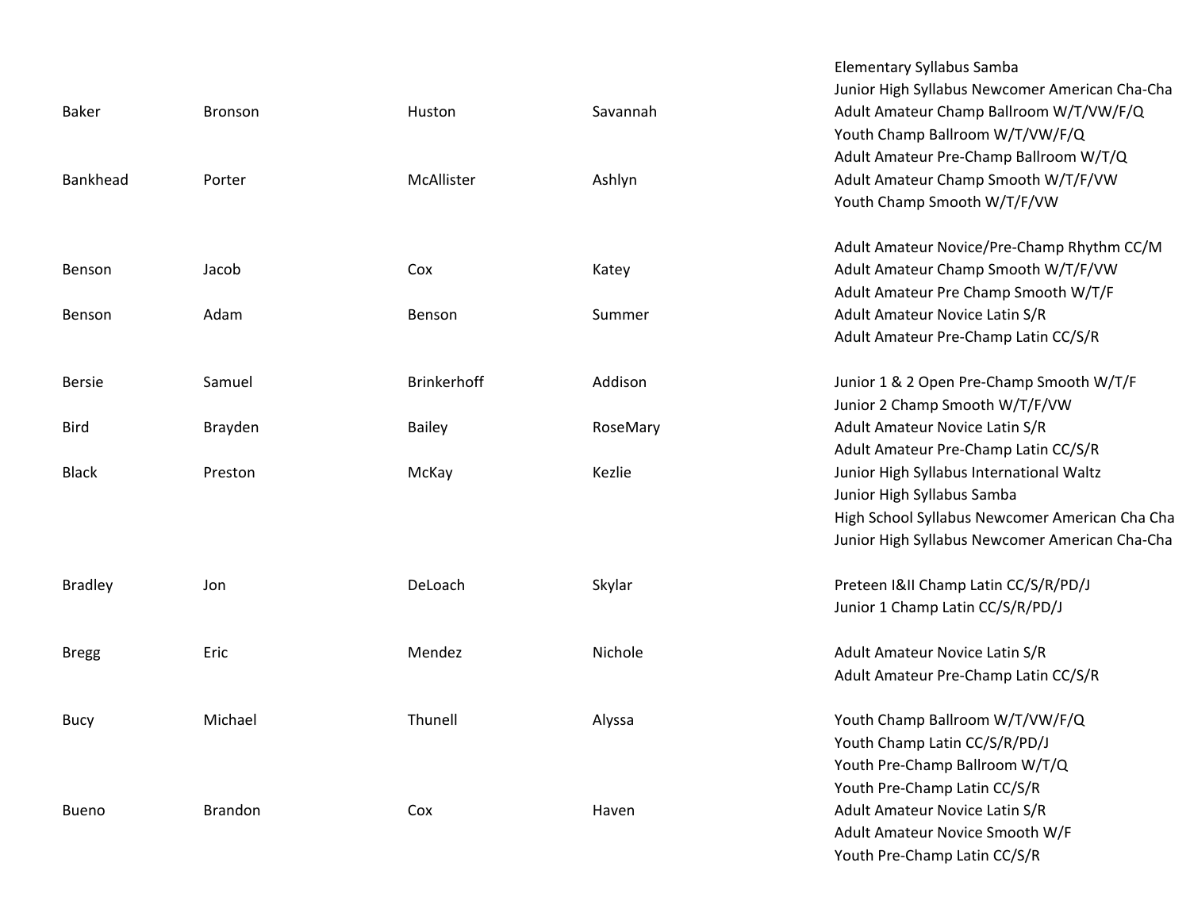| | | | | |
|---|---|---|---|---|
| | | | | Elementary Syllabus Samba |
| | | | | Junior High Syllabus Newcomer American Cha-Cha |
| Baker | Bronson | Huston | Savannah | Adult Amateur Champ Ballroom W/T/VW/F/Q |
| | | | | Youth Champ Ballroom W/T/VW/F/Q |
| | | | | Adult Amateur Pre-Champ Ballroom W/T/Q |
| Bankhead | Porter | McAllister | Ashlyn | Adult Amateur Champ Smooth W/T/F/VW |
| | | | | Youth Champ Smooth W/T/F/VW |
| | | | | |
| | | | | Adult Amateur Novice/Pre-Champ Rhythm CC/M |
| Benson | Jacob | Cox | Katey | Adult Amateur Champ Smooth W/T/F/VW |
| | | | | Adult Amateur Pre Champ Smooth W/T/F |
| Benson | Adam | Benson | Summer | Adult Amateur Novice Latin S/R |
| | | | | Adult Amateur Pre-Champ Latin CC/S/R |
| | | | | |
| Bersie | Samuel | Brinkerhoff | Addison | Junior 1 & 2 Open Pre-Champ Smooth W/T/F |
| | | | | Junior 2 Champ Smooth W/T/F/VW |
| Bird | Brayden | Bailey | RoseMary | Adult Amateur Novice Latin S/R |
| | | | | Adult Amateur Pre-Champ Latin CC/S/R |
| Black | Preston | McKay | Kezlie | Junior High Syllabus International Waltz |
| | | | | Junior High Syllabus Samba |
| | | | | High School Syllabus Newcomer American Cha Cha |
| | | | | Junior High Syllabus Newcomer American Cha-Cha |
| | | | | |
| Bradley | Jon | DeLoach | Skylar | Preteen I&II Champ Latin CC/S/R/PD/J |
| | | | | Junior 1 Champ Latin CC/S/R/PD/J |
| | | | | |
| Bregg | Eric | Mendez | Nichole | Adult Amateur Novice Latin S/R |
| | | | | Adult Amateur Pre-Champ Latin CC/S/R |
| | | | | |
| Bucy | Michael | Thunell | Alyssa | Youth Champ Ballroom W/T/VW/F/Q |
| | | | | Youth Champ Latin CC/S/R/PD/J |
| | | | | Youth Pre-Champ Ballroom W/T/Q |
| | | | | Youth Pre-Champ Latin CC/S/R |
| Bueno | Brandon | Cox | Haven | Adult Amateur Novice Latin S/R |
| | | | | Adult Amateur Novice Smooth W/F |
| | | | | Youth Pre-Champ Latin CC/S/R |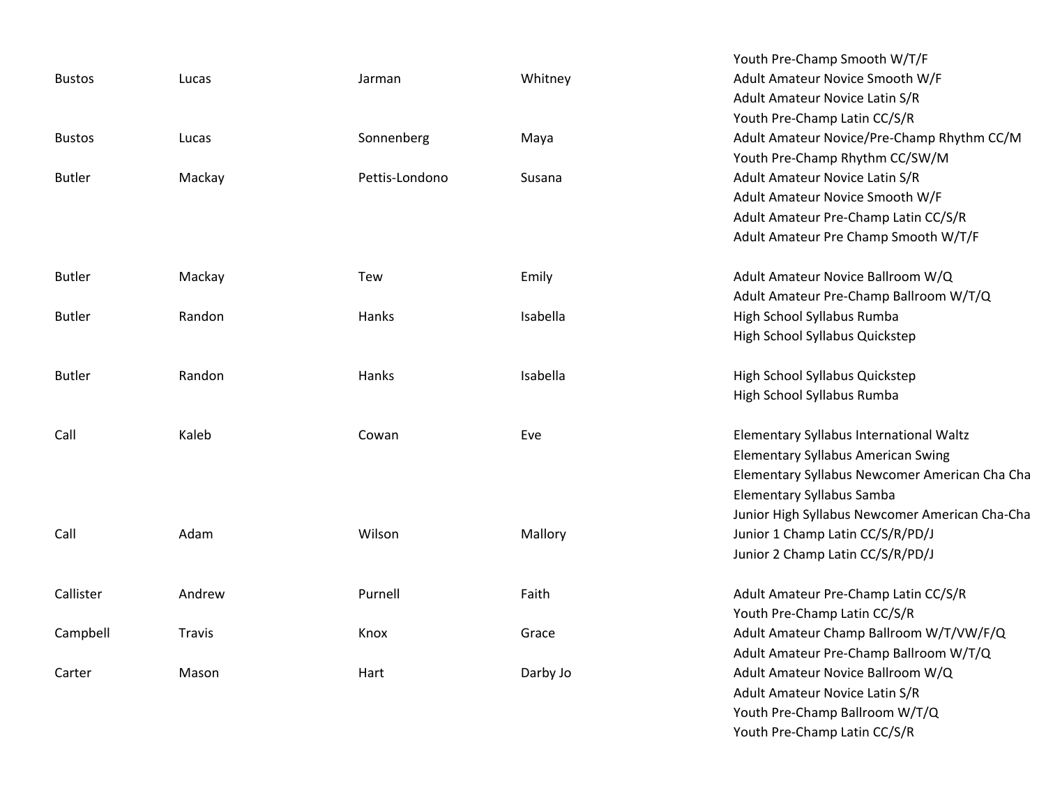| | | | | |
|---|---|---|---|---|
| Bustos | Lucas | Jarman | Whitney | Youth Pre-Champ Smooth W/T/F<br>Adult Amateur Novice Smooth W/F<br>Adult Amateur Novice Latin S/R |
| Bustos | Lucas | Sonnenberg | Maya | Youth Pre-Champ Latin CC/S/R<br>Adult Amateur Novice/Pre-Champ Rhythm CC/M<br>Youth Pre-Champ Rhythm CC/SW/M |
| Butler | Mackay | Pettis-Londono | Susana | Adult Amateur Novice Latin S/R<br>Adult Amateur Novice Smooth W/F<br>Adult Amateur Pre-Champ Latin CC/S/R<br>Adult Amateur Pre Champ Smooth W/T/F |
| Butler | Mackay | Tew | Emily | Adult Amateur Novice Ballroom W/Q<br>Adult Amateur Pre-Champ Ballroom W/T/Q |
| Butler | Randon | Hanks | Isabella | High School Syllabus Rumba<br>High School Syllabus Quickstep |
| Butler | Randon | Hanks | Isabella | High School Syllabus Quickstep<br>High School Syllabus Rumba |
| Call | Kaleb | Cowan | Eve | Elementary Syllabus International Waltz<br>Elementary Syllabus American Swing<br>Elementary Syllabus Newcomer American Cha Cha<br>Elementary Syllabus Samba |
| Call | Adam | Wilson | Mallory | Junior High Syllabus Newcomer American Cha-Cha<br>Junior 1 Champ Latin CC/S/R/PD/J<br>Junior 2 Champ Latin CC/S/R/PD/J |
| Callister | Andrew | Purnell | Faith | Adult Amateur Pre-Champ Latin CC/S/R<br>Youth Pre-Champ Latin CC/S/R |
| Campbell | Travis | Knox | Grace | Adult Amateur Champ Ballroom W/T/VW/F/Q<br>Adult Amateur Pre-Champ Ballroom W/T/Q |
| Carter | Mason | Hart | Darby Jo | Adult Amateur Novice Ballroom W/Q<br>Adult Amateur Novice Latin S/R<br>Youth Pre-Champ Ballroom W/T/Q<br>Youth Pre-Champ Latin CC/S/R |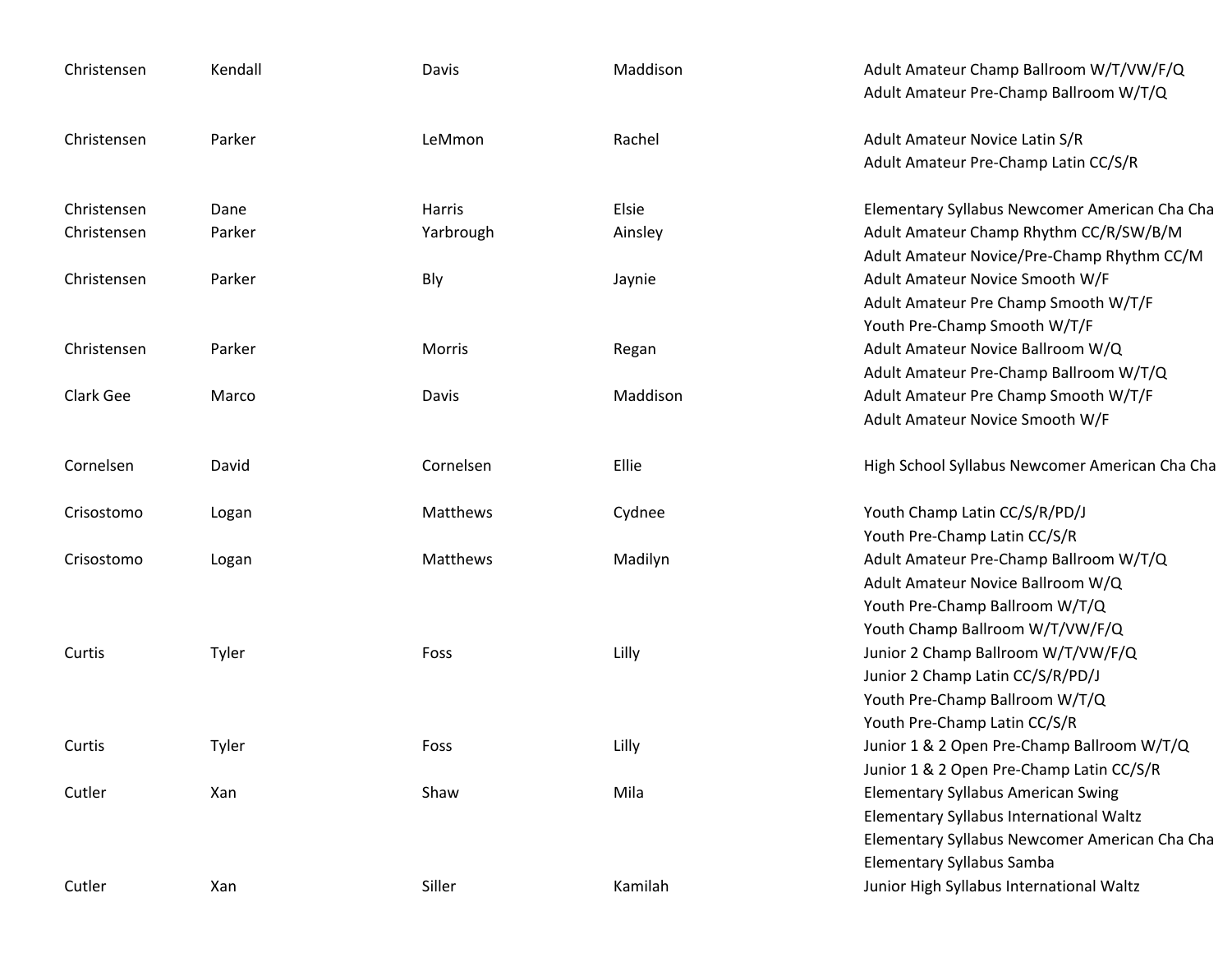| | | | | |
|---|---|---|---|---|
| Christensen | Kendall | Davis | Maddison | Adult Amateur Champ Ballroom W/T/VW/F/Q |
| | | | | Adult Amateur Pre-Champ Ballroom W/T/Q |
| Christensen | Parker | LeMmon | Rachel | Adult Amateur Novice Latin S/R |
| | | | | Adult Amateur Pre-Champ Latin CC/S/R |
| Christensen | Dane | Harris | Elsie | Elementary Syllabus Newcomer American Cha Cha |
| Christensen | Parker | Yarbrough | Ainsley | Adult Amateur Champ Rhythm CC/R/SW/B/M |
| | | | | Adult Amateur Novice/Pre-Champ Rhythm CC/M |
| Christensen | Parker | Bly | Jaynie | Adult Amateur Novice Smooth W/F |
| | | | | Adult Amateur Pre Champ Smooth W/T/F |
| | | | | Youth Pre-Champ Smooth W/T/F |
| Christensen | Parker | Morris | Regan | Adult Amateur Novice Ballroom W/Q |
| | | | | Adult Amateur Pre-Champ Ballroom W/T/Q |
| Clark Gee | Marco | Davis | Maddison | Adult Amateur Pre Champ Smooth W/T/F |
| | | | | Adult Amateur Novice Smooth W/F |
| Cornelsen | David | Cornelsen | Ellie | High School Syllabus Newcomer American Cha Cha |
| Crisostomo | Logan | Matthews | Cydnee | Youth Champ Latin CC/S/R/PD/J |
| | | | | Youth Pre-Champ Latin CC/S/R |
| Crisostomo | Logan | Matthews | Madilyn | Adult Amateur Pre-Champ Ballroom W/T/Q |
| | | | | Adult Amateur Novice Ballroom W/Q |
| | | | | Youth Pre-Champ Ballroom W/T/Q |
| | | | | Youth Champ Ballroom W/T/VW/F/Q |
| Curtis | Tyler | Foss | Lilly | Junior 2 Champ Ballroom W/T/VW/F/Q |
| | | | | Junior 2 Champ Latin CC/S/R/PD/J |
| | | | | Youth Pre-Champ Ballroom W/T/Q |
| | | | | Youth Pre-Champ Latin CC/S/R |
| Curtis | Tyler | Foss | Lilly | Junior 1 & 2 Open Pre-Champ Ballroom W/T/Q |
| | | | | Junior 1 & 2 Open Pre-Champ Latin CC/S/R |
| Cutler | Xan | Shaw | Mila | Elementary Syllabus American Swing |
| | | | | Elementary Syllabus International Waltz |
| | | | | Elementary Syllabus Newcomer American Cha Cha |
| | | | | Elementary Syllabus Samba |
| Cutler | Xan | Siller | Kamilah | Junior High Syllabus International Waltz |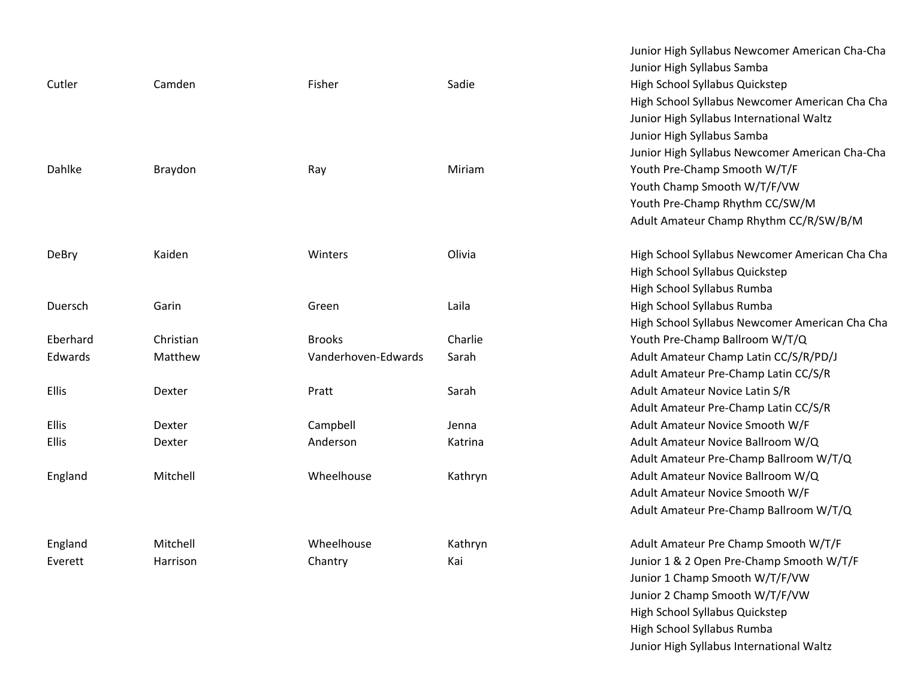| | | | | |
|---|---|---|---|---|
| | | | | Junior High Syllabus Newcomer American Cha-Cha |
| | | | | Junior High Syllabus Samba |
| Cutler | Camden | Fisher | Sadie | High School Syllabus Quickstep |
| | | | | High School Syllabus Newcomer American Cha Cha |
| | | | | Junior High Syllabus International Waltz |
| | | | | Junior High Syllabus Samba |
| | | | | Junior High Syllabus Newcomer American Cha-Cha |
| Dahlke | Braydon | Ray | Miriam | Youth Pre-Champ Smooth W/T/F |
| | | | | Youth Champ Smooth W/T/F/VW |
| | | | | Youth Pre-Champ Rhythm CC/SW/M |
| | | | | Adult Amateur Champ Rhythm CC/R/SW/B/M |
| DeBry | Kaiden | Winters | Olivia | High School Syllabus Newcomer American Cha Cha |
| | | | | High School Syllabus Quickstep |
| | | | | High School Syllabus Rumba |
| Duersch | Garin | Green | Laila | High School Syllabus Rumba |
| | | | | High School Syllabus Newcomer American Cha Cha |
| Eberhard | Christian | Brooks | Charlie | Youth Pre-Champ Ballroom W/T/Q |
| Edwards | Matthew | Vanderhoven-Edwards | Sarah | Adult Amateur Champ Latin CC/S/R/PD/J |
| | | | | Adult Amateur Pre-Champ Latin CC/S/R |
| Ellis | Dexter | Pratt | Sarah | Adult Amateur Novice Latin S/R |
| | | | | Adult Amateur Pre-Champ Latin CC/S/R |
| Ellis | Dexter | Campbell | Jenna | Adult Amateur Novice Smooth W/F |
| Ellis | Dexter | Anderson | Katrina | Adult Amateur Novice Ballroom W/Q |
| | | | | Adult Amateur Pre-Champ Ballroom W/T/Q |
| England | Mitchell | Wheelhouse | Kathryn | Adult Amateur Novice Ballroom W/Q |
| | | | | Adult Amateur Novice Smooth W/F |
| | | | | Adult Amateur Pre-Champ Ballroom W/T/Q |
| England | Mitchell | Wheelhouse | Kathryn | Adult Amateur Pre Champ Smooth W/T/F |
| Everett | Harrison | Chantry | Kai | Junior 1 & 2 Open Pre-Champ Smooth W/T/F |
| | | | | Junior 1 Champ Smooth W/T/F/VW |
| | | | | Junior 2 Champ Smooth W/T/F/VW |
| | | | | High School Syllabus Quickstep |
| | | | | High School Syllabus Rumba |
| | | | | Junior High Syllabus International Waltz |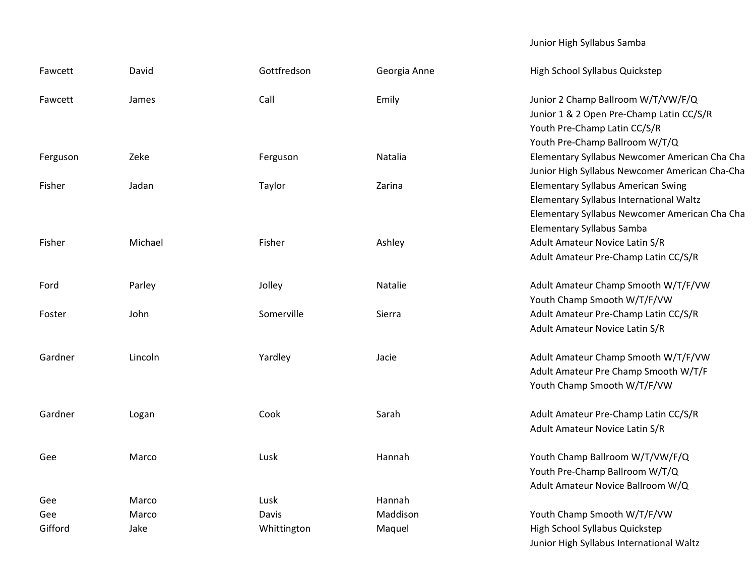| | | | | |
|---|---|---|---|---|
| | | | | Junior High Syllabus Samba |
| Fawcett | David | Gottfredson | Georgia Anne | High School Syllabus Quickstep |
| Fawcett | James | Call | Emily | Junior 2 Champ Ballroom W/T/VW/F/Q |
| | | | | Junior 1 & 2 Open Pre-Champ Latin CC/S/R |
| | | | | Youth Pre-Champ Latin CC/S/R |
| | | | | Youth Pre-Champ Ballroom W/T/Q |
| Ferguson | Zeke | Ferguson | Natalia | Elementary Syllabus Newcomer American Cha Cha |
| | | | | Junior High Syllabus Newcomer American Cha-Cha |
| Fisher | Jadan | Taylor | Zarina | Elementary Syllabus American Swing |
| | | | | Elementary Syllabus International Waltz |
| | | | | Elementary Syllabus Newcomer American Cha Cha |
| | | | | Elementary Syllabus Samba |
| Fisher | Michael | Fisher | Ashley | Adult Amateur Novice Latin S/R |
| | | | | Adult Amateur Pre-Champ Latin CC/S/R |
| Ford | Parley | Jolley | Natalie | Adult Amateur Champ Smooth W/T/F/VW |
| | | | | Youth Champ Smooth W/T/F/VW |
| Foster | John | Somerville | Sierra | Adult Amateur Pre-Champ Latin CC/S/R |
| | | | | Adult Amateur Novice Latin S/R |
| Gardner | Lincoln | Yardley | Jacie | Adult Amateur Champ Smooth W/T/F/VW |
| | | | | Adult Amateur Pre Champ Smooth W/T/F |
| | | | | Youth Champ Smooth W/T/F/VW |
| Gardner | Logan | Cook | Sarah | Adult Amateur Pre-Champ Latin CC/S/R |
| | | | | Adult Amateur Novice Latin S/R |
| Gee | Marco | Lusk | Hannah | Youth Champ Ballroom W/T/VW/F/Q |
| | | | | Youth Pre-Champ Ballroom W/T/Q |
| | | | | Adult Amateur Novice Ballroom W/Q |
| Gee | Marco | Lusk | Hannah | |
| Gee | Marco | Davis | Maddison | Youth Champ Smooth W/T/F/VW |
| Gifford | Jake | Whittington | Maquel | High School Syllabus Quickstep |
| | | | | Junior High Syllabus International Waltz |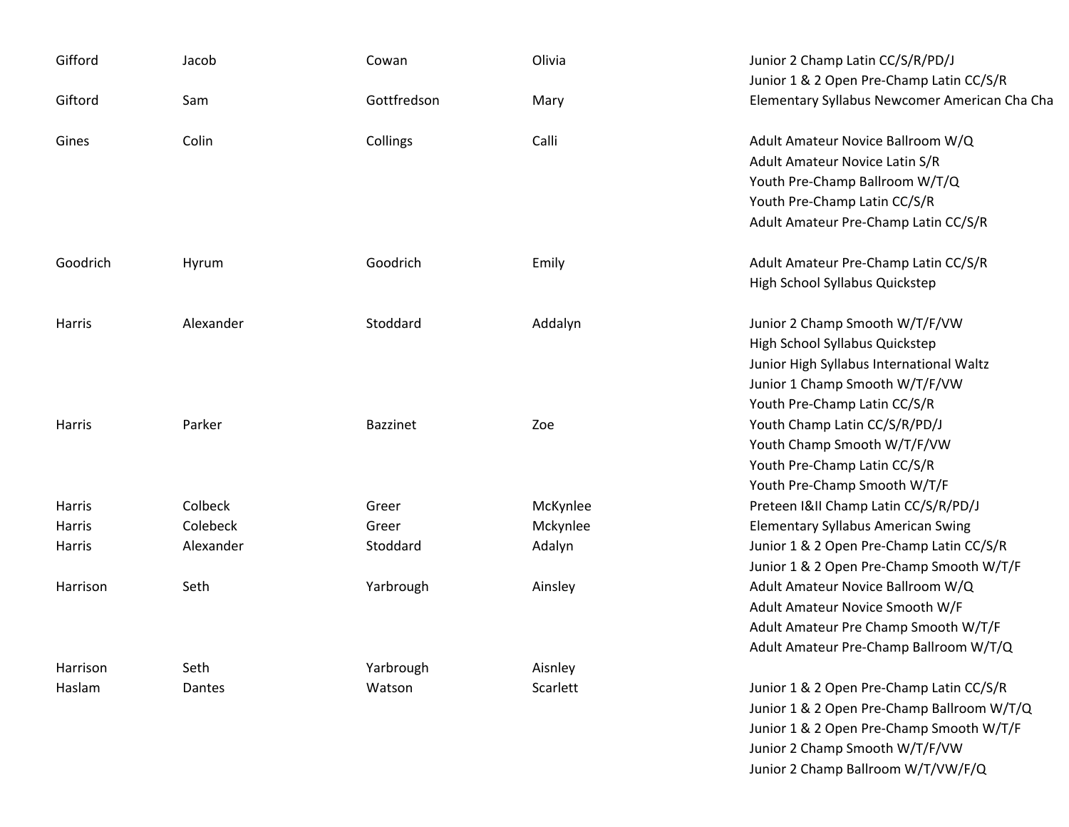| | | | | |
|---|---|---|---|---|
| Gifford | Jacob | Cowan | Olivia | Junior 2 Champ Latin CC/S/R/PD/J |
| | | | | Junior 1 & 2 Open Pre-Champ Latin CC/S/R |
| Giftord | Sam | Gottfredson | Mary | Elementary Syllabus Newcomer American Cha Cha |
| Gines | Colin | Collings | Calli | Adult Amateur Novice Ballroom W/Q |
| | | | | Adult Amateur Novice Latin S/R |
| | | | | Youth Pre-Champ Ballroom W/T/Q |
| | | | | Youth Pre-Champ Latin CC/S/R |
| | | | | Adult Amateur Pre-Champ Latin CC/S/R |
| Goodrich | Hyrum | Goodrich | Emily | Adult Amateur Pre-Champ Latin CC/S/R |
| | | | | High School Syllabus Quickstep |
| Harris | Alexander | Stoddard | Addalyn | Junior 2 Champ Smooth W/T/F/VW |
| | | | | High School Syllabus Quickstep |
| | | | | Junior High Syllabus International Waltz |
| | | | | Junior 1 Champ Smooth W/T/F/VW |
| | | | | Youth Pre-Champ Latin CC/S/R |
| Harris | Parker | Bazzinet | Zoe | Youth Champ Latin CC/S/R/PD/J |
| | | | | Youth Champ Smooth W/T/F/VW |
| | | | | Youth Pre-Champ Latin CC/S/R |
| | | | | Youth Pre-Champ Smooth W/T/F |
| Harris | Colbeck | Greer | McKynlee | Preteen I&II Champ Latin CC/S/R/PD/J |
| Harris | Colebeck | Greer | Mckynlee | Elementary Syllabus American Swing |
| Harris | Alexander | Stoddard | Adalyn | Junior 1 & 2 Open Pre-Champ Latin CC/S/R |
| | | | | Junior 1 & 2 Open Pre-Champ Smooth W/T/F |
| Harrison | Seth | Yarbrough | Ainsley | Adult Amateur Novice Ballroom W/Q |
| | | | | Adult Amateur Novice Smooth W/F |
| | | | | Adult Amateur Pre Champ Smooth W/T/F |
| | | | | Adult Amateur Pre-Champ Ballroom W/T/Q |
| Harrison | Seth | Yarbrough | Aisnley | |
| Haslam | Dantes | Watson | Scarlett | Junior 1 & 2 Open Pre-Champ Latin CC/S/R |
| | | | | Junior 1 & 2 Open Pre-Champ Ballroom W/T/Q |
| | | | | Junior 1 & 2 Open Pre-Champ Smooth W/T/F |
| | | | | Junior 2 Champ Smooth W/T/F/VW |
| | | | | Junior 2 Champ Ballroom W/T/VW/F/Q |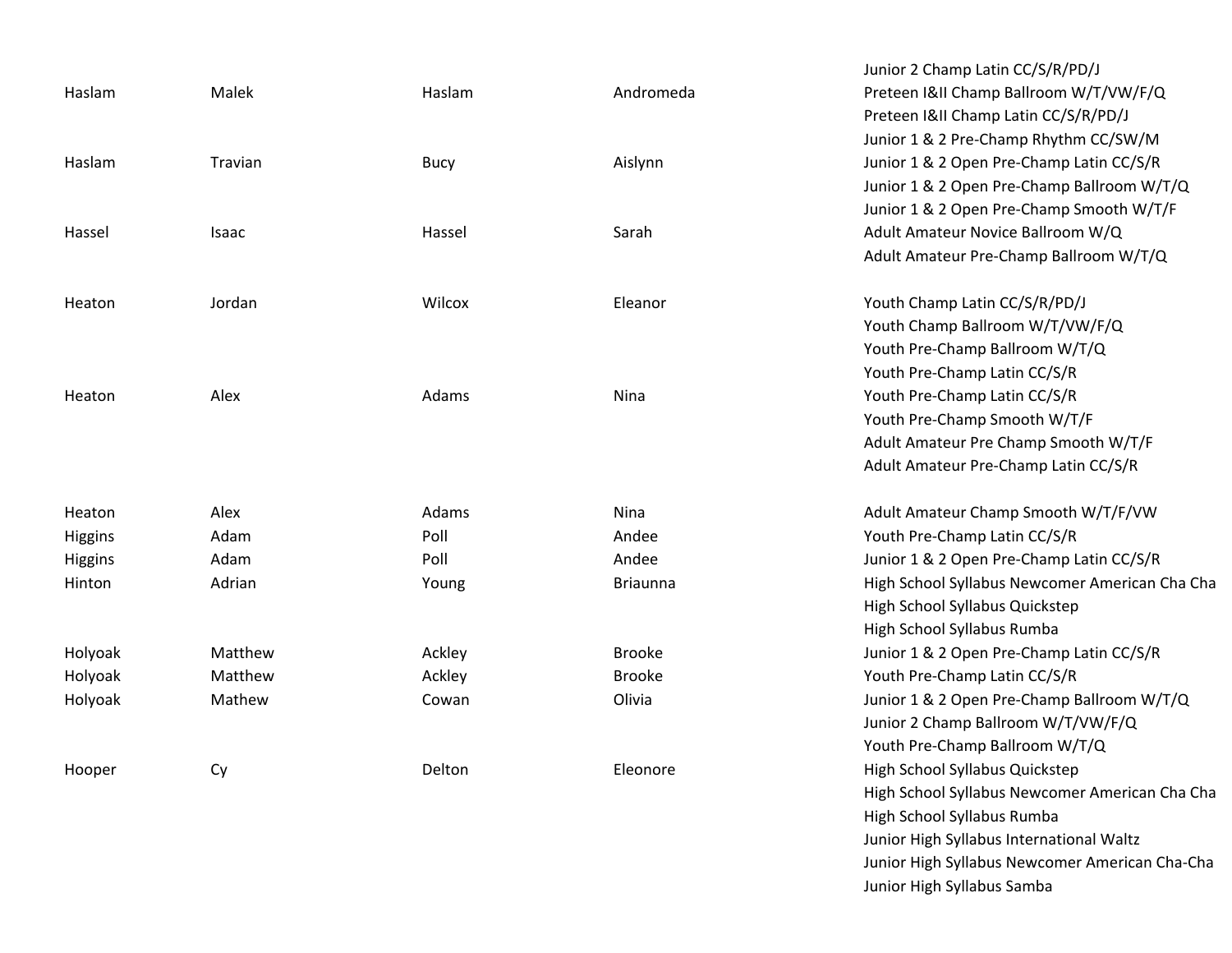| | | | | |
|---|---|---|---|---|
| Haslam | Malek | Haslam | Andromeda | Junior 2 Champ Latin CC/S/R/PD/J<br>Preteen I&II Champ Ballroom W/T/VW/F/Q<br>Preteen I&II Champ Latin CC/S/R/PD/J |
| Haslam | Travian | Bucy | Aislynn | Junior 1 & 2 Pre-Champ Rhythm CC/SW/M<br>Junior 1 & 2 Open Pre-Champ Latin CC/S/R<br>Junior 1 & 2 Open Pre-Champ Ballroom W/T/Q<br>Junior 1 & 2 Open Pre-Champ Smooth W/T/F |
| Hassel | Isaac | Hassel | Sarah | Adult Amateur Novice Ballroom W/Q<br>Adult Amateur Pre-Champ Ballroom W/T/Q |
| Heaton | Jordan | Wilcox | Eleanor | Youth Champ Latin CC/S/R/PD/J<br>Youth Champ Ballroom W/T/VW/F/Q<br>Youth Pre-Champ Ballroom W/T/Q |
| Heaton | Alex | Adams | Nina | Youth Pre-Champ Latin CC/S/R<br>Youth Pre-Champ Latin CC/S/R<br>Youth Pre-Champ Smooth W/T/F<br>Adult Amateur Pre Champ Smooth W/T/F<br>Adult Amateur Pre-Champ Latin CC/S/R |
| Heaton | Alex | Adams | Nina | Adult Amateur Champ Smooth W/T/F/VW |
| Higgins | Adam | Poll | Andee | Youth Pre-Champ Latin CC/S/R |
| Higgins | Adam | Poll | Andee | Junior 1 & 2 Open Pre-Champ Latin CC/S/R |
| Hinton | Adrian | Young | Briaunna | High School Syllabus Newcomer American Cha Cha<br>High School Syllabus Quickstep<br>High School Syllabus Rumba |
| Holyoak | Matthew | Ackley | Brooke | Junior 1 & 2 Open Pre-Champ Latin CC/S/R |
| Holyoak | Matthew | Ackley | Brooke | Youth Pre-Champ Latin CC/S/R |
| Holyoak | Mathew | Cowan | Olivia | Junior 1 & 2 Open Pre-Champ Ballroom W/T/Q<br>Junior 2 Champ Ballroom W/T/VW/F/Q<br>Youth Pre-Champ Ballroom W/T/Q |
| Hooper | Cy | Delton | Eleonore | High School Syllabus Quickstep<br>High School Syllabus Newcomer American Cha Cha<br>High School Syllabus Rumba<br>Junior High Syllabus International Waltz<br>Junior High Syllabus Newcomer American Cha-Cha<br>Junior High Syllabus Samba |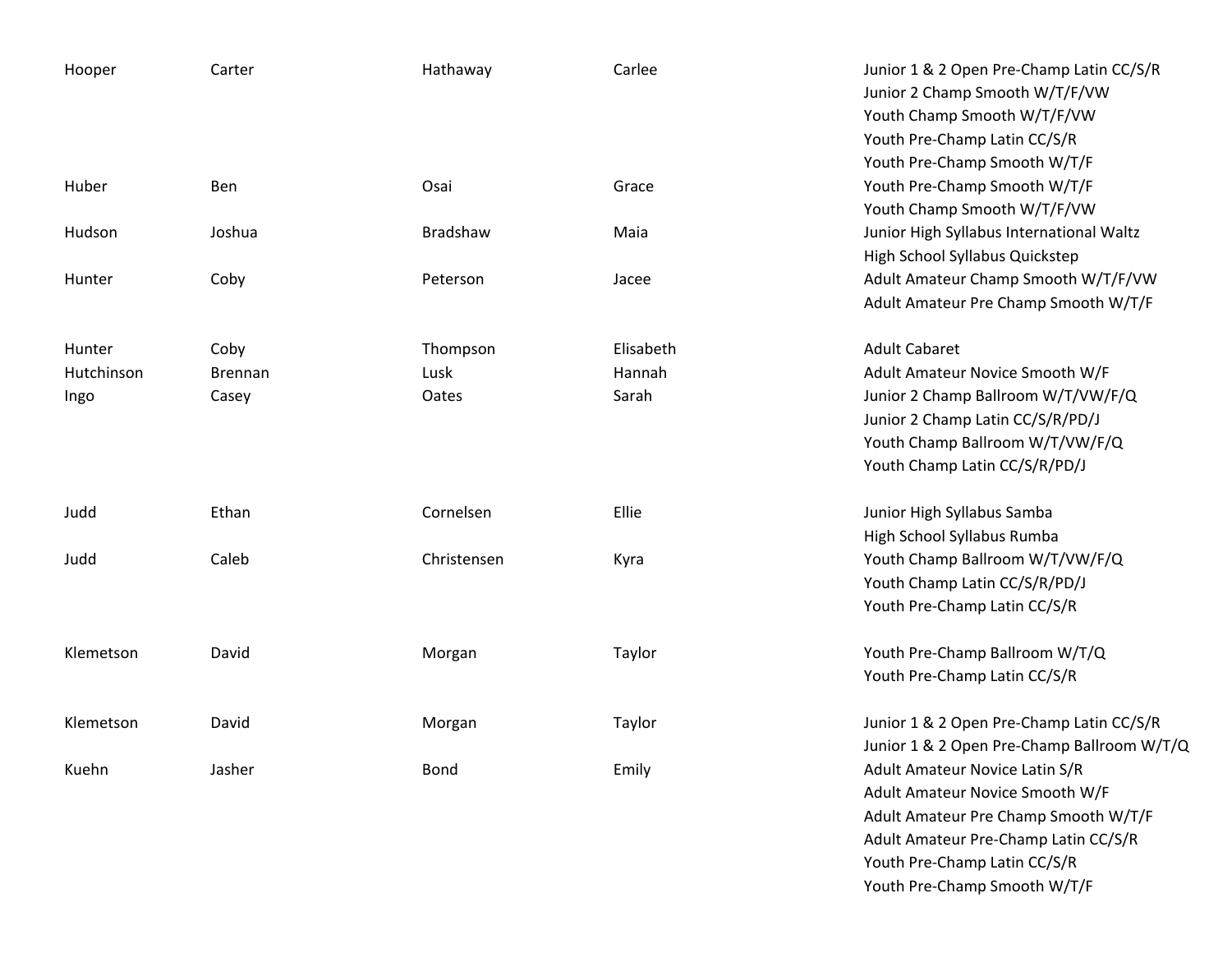| | | | | |
|---|---|---|---|---|
| Hooper | Carter | Hathaway | Carlee | Junior 1 & 2 Open Pre-Champ Latin CC/S/R |
| | | | | Junior 2 Champ Smooth W/T/F/VW |
| | | | | Youth Champ Smooth W/T/F/VW |
| | | | | Youth Pre-Champ Latin CC/S/R |
| | | | | Youth Pre-Champ Smooth W/T/F |
| Huber | Ben | Osai | Grace | Youth Pre-Champ Smooth W/T/F |
| | | | | Youth Champ Smooth W/T/F/VW |
| Hudson | Joshua | Bradshaw | Maia | Junior High Syllabus International Waltz |
| | | | | High School Syllabus Quickstep |
| Hunter | Coby | Peterson | Jacee | Adult Amateur Champ Smooth W/T/F/VW |
| | | | | Adult Amateur Pre Champ Smooth W/T/F |
| Hunter | Coby | Thompson | Elisabeth | Adult Cabaret |
| Hutchinson | Brennan | Lusk | Hannah | Adult Amateur Novice Smooth W/F |
| Ingo | Casey | Oates | Sarah | Junior 2 Champ Ballroom W/T/VW/F/Q |
| | | | | Junior 2 Champ Latin CC/S/R/PD/J |
| | | | | Youth Champ Ballroom W/T/VW/F/Q |
| | | | | Youth Champ Latin CC/S/R/PD/J |
| Judd | Ethan | Cornelsen | Ellie | Junior High Syllabus Samba |
| | | | | High School Syllabus Rumba |
| Judd | Caleb | Christensen | Kyra | Youth Champ Ballroom W/T/VW/F/Q |
| | | | | Youth Champ Latin CC/S/R/PD/J |
| | | | | Youth Pre-Champ Latin CC/S/R |
| Klemetson | David | Morgan | Taylor | Youth Pre-Champ Ballroom W/T/Q |
| | | | | Youth Pre-Champ Latin CC/S/R |
| Klemetson | David | Morgan | Taylor | Junior 1 & 2 Open Pre-Champ Latin CC/S/R |
| | | | | Junior 1 & 2 Open Pre-Champ Ballroom W/T/Q |
| Kuehn | Jasher | Bond | Emily | Adult Amateur Novice Latin S/R |
| | | | | Adult Amateur Novice Smooth W/F |
| | | | | Adult Amateur Pre Champ Smooth W/T/F |
| | | | | Adult Amateur Pre-Champ Latin CC/S/R |
| | | | | Youth Pre-Champ Latin CC/S/R |
| | | | | Youth Pre-Champ Smooth W/T/F |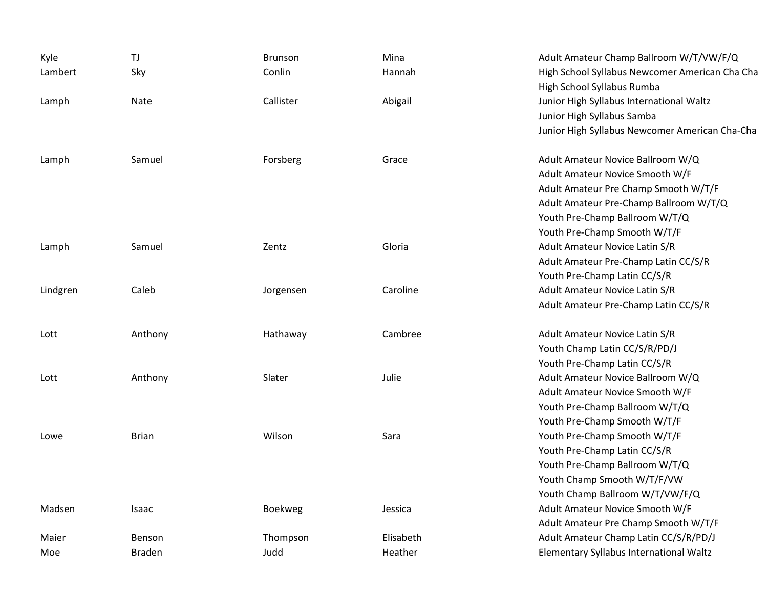| | | | | |
|---|---|---|---|---|
| Kyle | TJ | Brunson | Mina | Adult Amateur Champ Ballroom W/T/VW/F/Q |
| Lambert | Sky | Conlin | Hannah | High School Syllabus Newcomer American Cha Cha |
| | | | | High School Syllabus Rumba |
| Lamph | Nate | Callister | Abigail | Junior High Syllabus International Waltz |
| | | | | Junior High Syllabus Samba |
| | | | | Junior High Syllabus Newcomer American Cha-Cha |
| Lamph | Samuel | Forsberg | Grace | Adult Amateur Novice Ballroom W/Q |
| | | | | Adult Amateur Novice Smooth W/F |
| | | | | Adult Amateur Pre Champ Smooth W/T/F |
| | | | | Adult Amateur Pre-Champ Ballroom W/T/Q |
| | | | | Youth Pre-Champ Ballroom W/T/Q |
| | | | | Youth Pre-Champ Smooth W/T/F |
| Lamph | Samuel | Zentz | Gloria | Adult Amateur Novice Latin S/R |
| | | | | Adult Amateur Pre-Champ Latin CC/S/R |
| | | | | Youth Pre-Champ Latin CC/S/R |
| Lindgren | Caleb | Jorgensen | Caroline | Adult Amateur Novice Latin S/R |
| | | | | Adult Amateur Pre-Champ Latin CC/S/R |
| Lott | Anthony | Hathaway | Cambree | Adult Amateur Novice Latin S/R |
| | | | | Youth Champ Latin CC/S/R/PD/J |
| | | | | Youth Pre-Champ Latin CC/S/R |
| Lott | Anthony | Slater | Julie | Adult Amateur Novice Ballroom W/Q |
| | | | | Adult Amateur Novice Smooth W/F |
| | | | | Youth Pre-Champ Ballroom W/T/Q |
| | | | | Youth Pre-Champ Smooth W/T/F |
| Lowe | Brian | Wilson | Sara | Youth Pre-Champ Smooth W/T/F |
| | | | | Youth Pre-Champ Latin CC/S/R |
| | | | | Youth Pre-Champ Ballroom W/T/Q |
| | | | | Youth Champ Smooth W/T/F/VW |
| | | | | Youth Champ Ballroom W/T/VW/F/Q |
| Madsen | Isaac | Boekweg | Jessica | Adult Amateur Novice Smooth W/F |
| | | | | Adult Amateur Pre Champ Smooth W/T/F |
| Maier | Benson | Thompson | Elisabeth | Adult Amateur Champ Latin CC/S/R/PD/J |
| Moe | Braden | Judd | Heather | Elementary Syllabus International Waltz |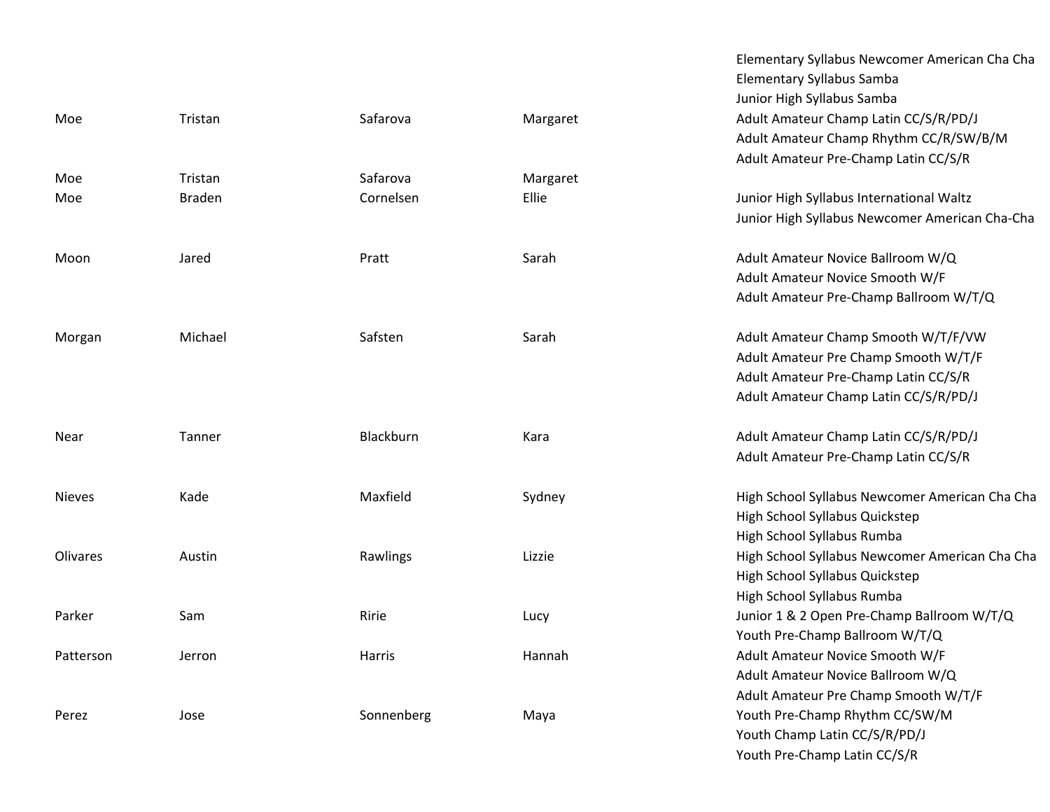| | | | | |
|---|---|---|---|---|
| | | | | Elementary Syllabus Newcomer American Cha Cha |
| | | | | Elementary Syllabus Samba |
| | | | | Junior High Syllabus Samba |
| Moe | Tristan | Safarova | Margaret | Adult Amateur Champ Latin CC/S/R/PD/J |
| | | | | Adult Amateur Champ Rhythm CC/R/SW/B/M |
| | | | | Adult Amateur Pre-Champ Latin CC/S/R |
| Moe | Tristan | Safarova | Margaret | |
| Moe | Braden | Cornelsen | Ellie | Junior High Syllabus International Waltz |
| | | | | Junior High Syllabus Newcomer American Cha-Cha |
| Moon | Jared | Pratt | Sarah | Adult Amateur Novice Ballroom W/Q |
| | | | | Adult Amateur Novice Smooth W/F |
| | | | | Adult Amateur Pre-Champ Ballroom W/T/Q |
| Morgan | Michael | Safsten | Sarah | Adult Amateur Champ Smooth W/T/F/VW |
| | | | | Adult Amateur Pre Champ Smooth W/T/F |
| | | | | Adult Amateur Pre-Champ Latin CC/S/R |
| | | | | Adult Amateur Champ Latin CC/S/R/PD/J |
| Near | Tanner | Blackburn | Kara | Adult Amateur Champ Latin CC/S/R/PD/J |
| | | | | Adult Amateur Pre-Champ Latin CC/S/R |
| Nieves | Kade | Maxfield | Sydney | High School Syllabus Newcomer American Cha Cha |
| | | | | High School Syllabus Quickstep |
| | | | | High School Syllabus Rumba |
| Olivares | Austin | Rawlings | Lizzie | High School Syllabus Newcomer American Cha Cha |
| | | | | High School Syllabus Quickstep |
| | | | | High School Syllabus Rumba |
| Parker | Sam | Ririe | Lucy | Junior 1 & 2 Open Pre-Champ Ballroom W/T/Q |
| | | | | Youth Pre-Champ Ballroom W/T/Q |
| Patterson | Jerron | Harris | Hannah | Adult Amateur Novice Smooth W/F |
| | | | | Adult Amateur Novice Ballroom W/Q |
| | | | | Adult Amateur Pre Champ Smooth W/T/F |
| Perez | Jose | Sonnenberg | Maya | Youth Pre-Champ Rhythm CC/SW/M |
| | | | | Youth Champ Latin CC/S/R/PD/J |
| | | | | Youth Pre-Champ Latin CC/S/R |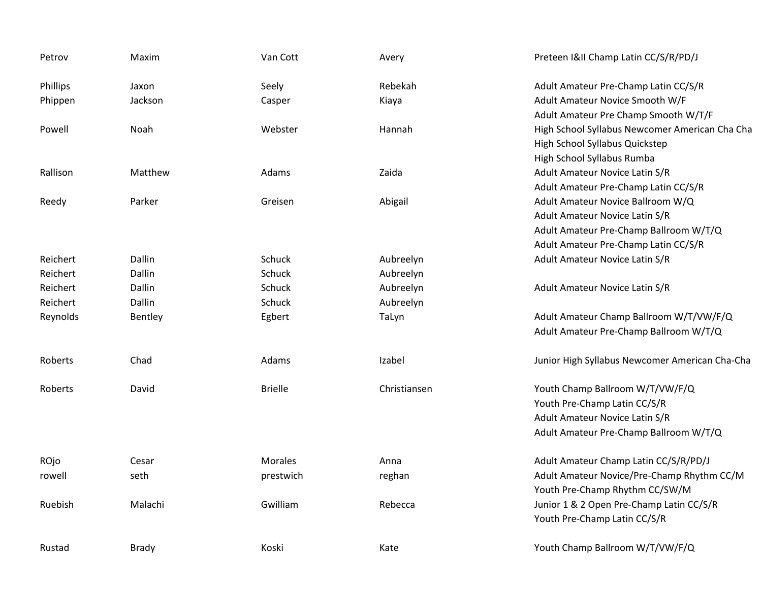| | | | | |
|---|---|---|---|---|
| Petrov | Maxim | Van Cott | Avery | Preteen I&II Champ Latin CC/S/R/PD/J |
| Phillips | Jaxon | Seely | Rebekah | Adult Amateur Pre-Champ Latin CC/S/R |
| Phippen | Jackson | Casper | Kiaya | Adult Amateur Novice Smooth W/F |
| | | | | Adult Amateur Pre Champ Smooth W/T/F |
| Powell | Noah | Webster | Hannah | High School Syllabus Newcomer American Cha Cha |
| | | | | High School Syllabus Quickstep |
| | | | | High School Syllabus Rumba |
| Rallison | Matthew | Adams | Zaida | Adult Amateur Novice Latin S/R |
| | | | | Adult Amateur Pre-Champ Latin CC/S/R |
| Reedy | Parker | Greisen | Abigail | Adult Amateur Novice Ballroom W/Q |
| | | | | Adult Amateur Novice Latin S/R |
| | | | | Adult Amateur Pre-Champ Ballroom W/T/Q |
| | | | | Adult Amateur Pre-Champ Latin CC/S/R |
| Reichert | Dallin | Schuck | Aubreelyn | Adult Amateur Novice Latin S/R |
| Reichert | Dallin | Schuck | Aubreelyn | |
| Reichert | Dallin | Schuck | Aubreelyn | Adult Amateur Novice Latin S/R |
| Reichert | Dallin | Schuck | Aubreelyn | |
| Reynolds | Bentley | Egbert | TaLyn | Adult Amateur Champ Ballroom W/T/VW/F/Q |
| | | | | Adult Amateur Pre-Champ Ballroom W/T/Q |
| Roberts | Chad | Adams | Izabel | Junior High Syllabus Newcomer American Cha-Cha |
| Roberts | David | Brielle | Christiansen | Youth Champ Ballroom W/T/VW/F/Q |
| | | | | Youth Pre-Champ Latin CC/S/R |
| | | | | Adult Amateur Novice Latin S/R |
| | | | | Adult Amateur Pre-Champ Ballroom W/T/Q |
| ROjo | Cesar | Morales | Anna | Adult Amateur Champ Latin CC/S/R/PD/J |
| rowell | seth | prestwich | reghan | Adult Amateur Novice/Pre-Champ Rhythm CC/M |
| | | | | Youth Pre-Champ Rhythm CC/SW/M |
| Ruebish | Malachi | Gwilliam | Rebecca | Junior 1 & 2 Open Pre-Champ Latin CC/S/R |
| | | | | Youth Pre-Champ Latin CC/S/R |
| Rustad | Brady | Koski | Kate | Youth Champ Ballroom W/T/VW/F/Q |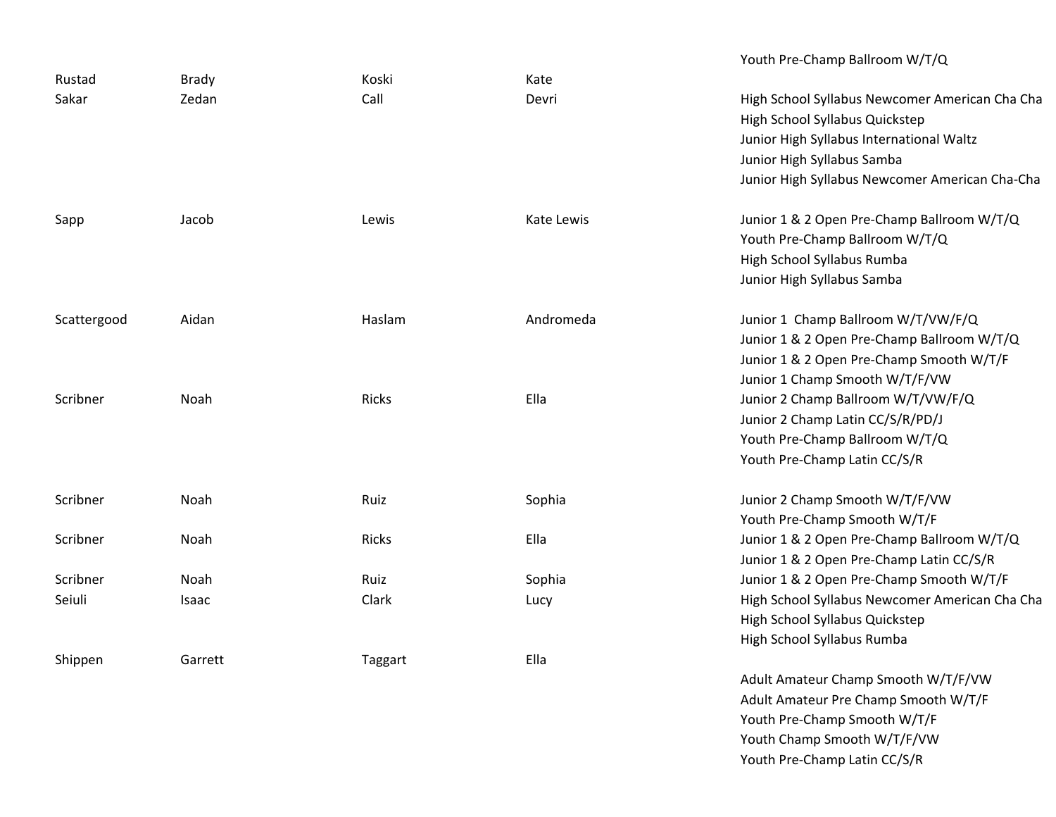| | | | | |
|---|---|---|---|---|
| | | | | Youth Pre-Champ Ballroom W/T/Q |
| Rustad | Brady | Koski | Kate | |
| Sakar | Zedan | Call | Devri | High School Syllabus Newcomer American Cha Cha |
| | | | | High School Syllabus Quickstep |
| | | | | Junior High Syllabus International Waltz |
| | | | | Junior High Syllabus Samba |
| | | | | Junior High Syllabus Newcomer American Cha-Cha |
| Sapp | Jacob | Lewis | Kate Lewis | Junior 1 & 2 Open Pre-Champ Ballroom W/T/Q |
| | | | | Youth Pre-Champ Ballroom W/T/Q |
| | | | | High School Syllabus Rumba |
| | | | | Junior High Syllabus Samba |
| Scattergood | Aidan | Haslam | Andromeda | Junior 1 Champ Ballroom W/T/VW/F/Q |
| | | | | Junior 1 & 2 Open Pre-Champ Ballroom W/T/Q |
| | | | | Junior 1 & 2 Open Pre-Champ Smooth W/T/F |
| | | | | Junior 1 Champ Smooth W/T/F/VW |
| Scribner | Noah | Ricks | Ella | Junior 2 Champ Ballroom W/T/VW/F/Q |
| | | | | Junior 2 Champ Latin CC/S/R/PD/J |
| | | | | Youth Pre-Champ Ballroom W/T/Q |
| | | | | Youth Pre-Champ Latin CC/S/R |
| Scribner | Noah | Ruiz | Sophia | Junior 2 Champ Smooth W/T/F/VW |
| | | | | Youth Pre-Champ Smooth W/T/F |
| Scribner | Noah | Ricks | Ella | Junior 1 & 2 Open Pre-Champ Ballroom W/T/Q |
| | | | | Junior 1 & 2 Open Pre-Champ Latin CC/S/R |
| Scribner | Noah | Ruiz | Sophia | Junior 1 & 2 Open Pre-Champ Smooth W/T/F |
| Seiuli | Isaac | Clark | Lucy | High School Syllabus Newcomer American Cha Cha |
| | | | | High School Syllabus Quickstep |
| | | | | High School Syllabus Rumba |
| Shippen | Garrett | Taggart | Ella | |
| | | | | Adult Amateur Champ Smooth W/T/F/VW |
| | | | | Adult Amateur Pre Champ Smooth W/T/F |
| | | | | Youth Pre-Champ Smooth W/T/F |
| | | | | Youth Champ Smooth W/T/F/VW |
| | | | | Youth Pre-Champ Latin CC/S/R |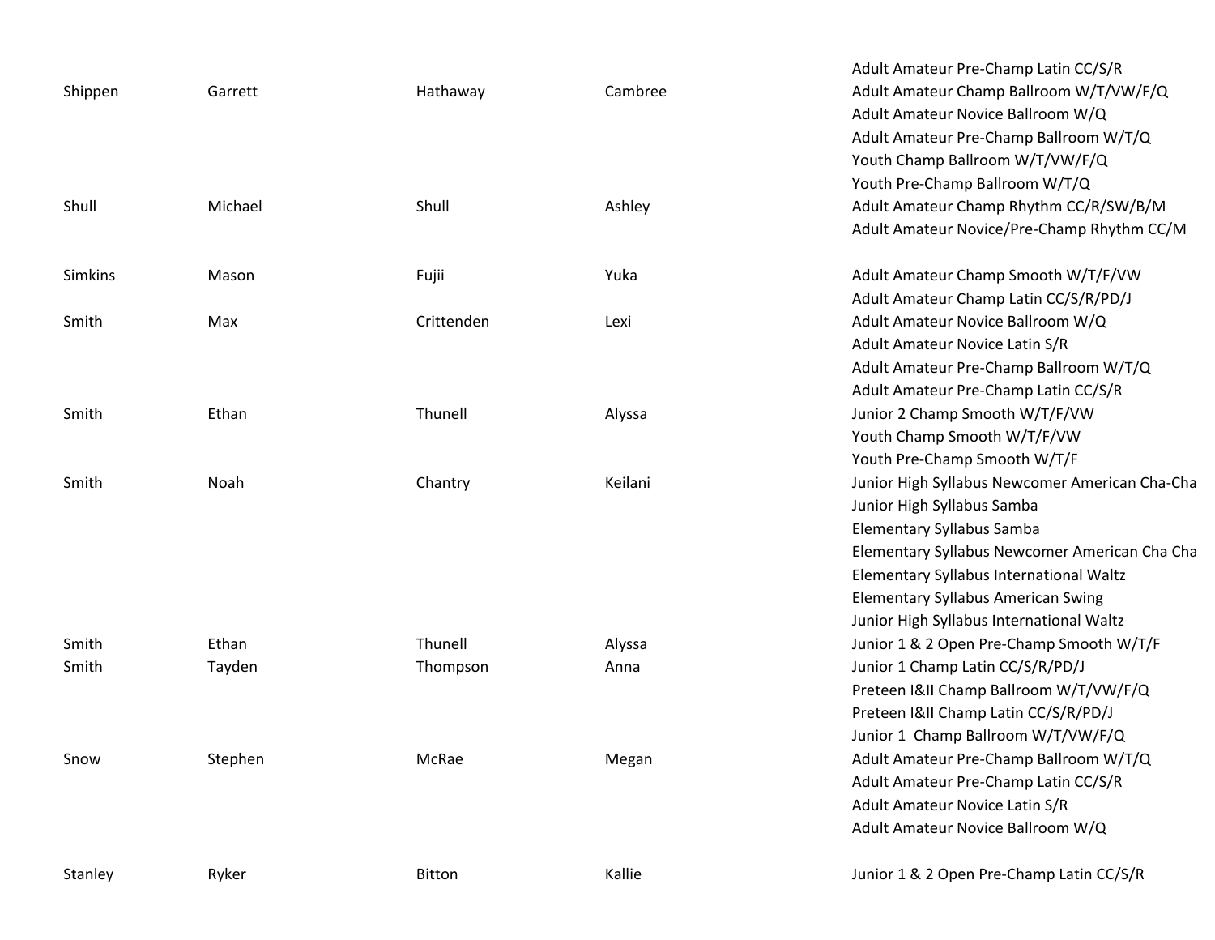| | | | | |
|---|---|---|---|---|
| | | | | Adult Amateur Pre-Champ Latin CC/S/R |
| Shippen | Garrett | Hathaway | Cambree | Adult Amateur Champ Ballroom W/T/VW/F/Q |
| | | | | Adult Amateur Novice Ballroom W/Q |
| | | | | Adult Amateur Pre-Champ Ballroom W/T/Q |
| | | | | Youth Champ Ballroom W/T/VW/F/Q |
| | | | | Youth Pre-Champ Ballroom W/T/Q |
| Shull | Michael | Shull | Ashley | Adult Amateur Champ Rhythm CC/R/SW/B/M |
| | | | | Adult Amateur Novice/Pre-Champ Rhythm CC/M |
| Simkins | Mason | Fujii | Yuka | Adult Amateur Champ Smooth W/T/F/VW |
| | | | | Adult Amateur Champ Latin CC/S/R/PD/J |
| Smith | Max | Crittenden | Lexi | Adult Amateur Novice Ballroom W/Q |
| | | | | Adult Amateur Novice Latin S/R |
| | | | | Adult Amateur Pre-Champ Ballroom W/T/Q |
| | | | | Adult Amateur Pre-Champ Latin CC/S/R |
| Smith | Ethan | Thunell | Alyssa | Junior 2 Champ Smooth W/T/F/VW |
| | | | | Youth Champ Smooth W/T/F/VW |
| | | | | Youth Pre-Champ Smooth W/T/F |
| Smith | Noah | Chantry | Keilani | Junior High Syllabus Newcomer American Cha-Cha |
| | | | | Junior High Syllabus Samba |
| | | | | Elementary Syllabus Samba |
| | | | | Elementary Syllabus Newcomer American Cha Cha |
| | | | | Elementary Syllabus International Waltz |
| | | | | Elementary Syllabus American Swing |
| | | | | Junior High Syllabus International Waltz |
| Smith | Ethan | Thunell | Alyssa | Junior 1 & 2 Open Pre-Champ Smooth W/T/F |
| Smith | Tayden | Thompson | Anna | Junior 1 Champ Latin CC/S/R/PD/J |
| | | | | Preteen I&II Champ Ballroom W/T/VW/F/Q |
| | | | | Preteen I&II Champ Latin CC/S/R/PD/J |
| | | | | Junior 1 Champ Ballroom W/T/VW/F/Q |
| Snow | Stephen | McRae | Megan | Adult Amateur Pre-Champ Ballroom W/T/Q |
| | | | | Adult Amateur Pre-Champ Latin CC/S/R |
| | | | | Adult Amateur Novice Latin S/R |
| | | | | Adult Amateur Novice Ballroom W/Q |
| Stanley | Ryker | Bitton | Kallie | Junior 1 & 2 Open Pre-Champ Latin CC/S/R |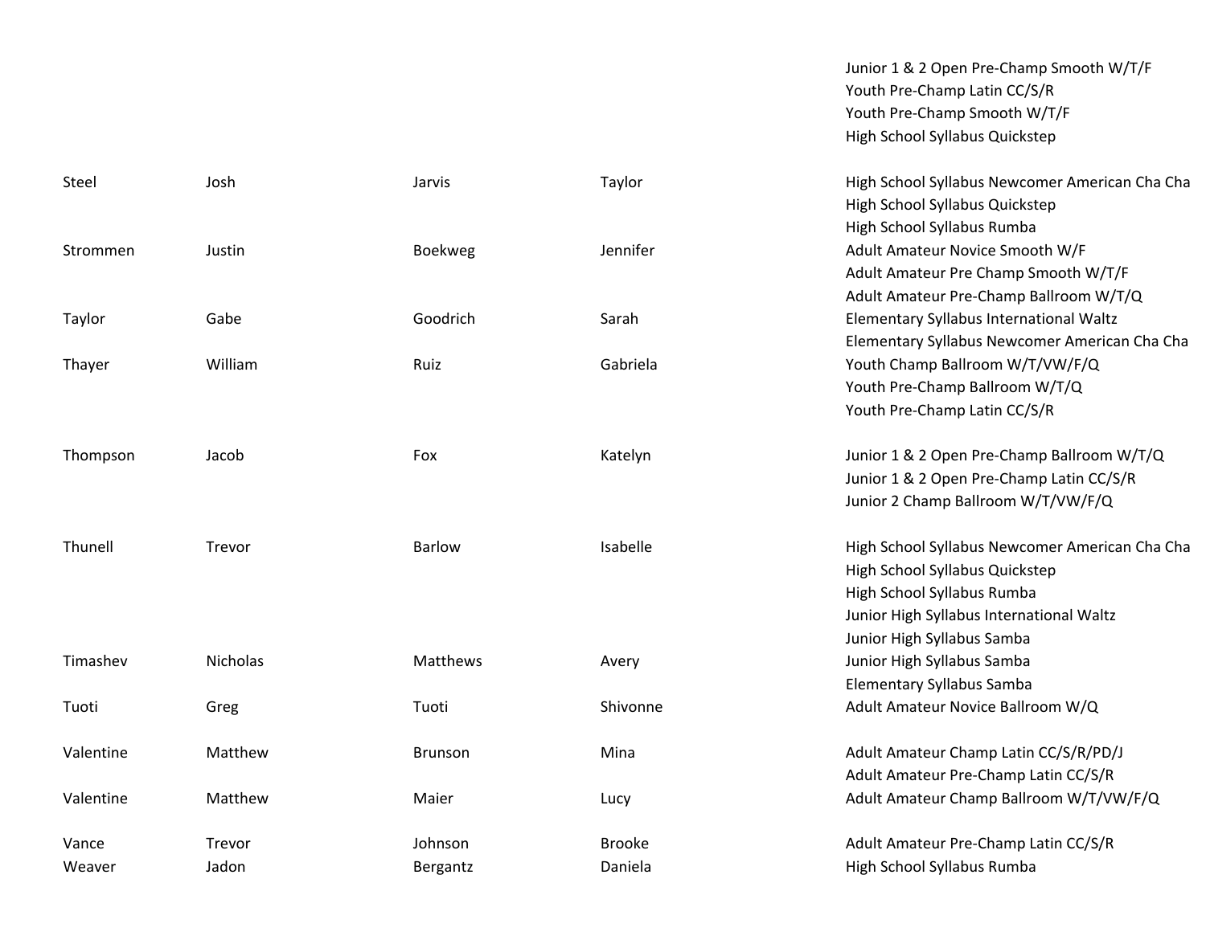| | | | | |
|---|---|---|---|---|
| | | | | Junior 1 & 2 Open Pre-Champ Smooth W/T/F |
| | | | | Youth Pre-Champ Latin CC/S/R |
| | | | | Youth Pre-Champ Smooth W/T/F |
| | | | | High School Syllabus Quickstep |
| Steel | Josh | Jarvis | Taylor | High School Syllabus Newcomer American Cha Cha |
| | | | | High School Syllabus Quickstep |
| | | | | High School Syllabus Rumba |
| Strommen | Justin | Boekweg | Jennifer | Adult Amateur Novice Smooth W/F |
| | | | | Adult Amateur Pre Champ Smooth W/T/F |
| | | | | Adult Amateur Pre-Champ Ballroom W/T/Q |
| Taylor | Gabe | Goodrich | Sarah | Elementary Syllabus International Waltz |
| | | | | Elementary Syllabus Newcomer American Cha Cha |
| Thayer | William | Ruiz | Gabriela | Youth Champ Ballroom W/T/VW/F/Q |
| | | | | Youth Pre-Champ Ballroom W/T/Q |
| | | | | Youth Pre-Champ Latin CC/S/R |
| Thompson | Jacob | Fox | Katelyn | Junior 1 & 2 Open Pre-Champ Ballroom W/T/Q |
| | | | | Junior 1 & 2 Open Pre-Champ Latin CC/S/R |
| | | | | Junior 2 Champ Ballroom W/T/VW/F/Q |
| Thunell | Trevor | Barlow | Isabelle | High School Syllabus Newcomer American Cha Cha |
| | | | | High School Syllabus Quickstep |
| | | | | High School Syllabus Rumba |
| | | | | Junior High Syllabus International Waltz |
| | | | | Junior High Syllabus Samba |
| Timashev | Nicholas | Matthews | Avery | Junior High Syllabus Samba |
| | | | | Elementary Syllabus Samba |
| Tuoti | Greg | Tuoti | Shivonne | Adult Amateur Novice Ballroom W/Q |
| Valentine | Matthew | Brunson | Mina | Adult Amateur Champ Latin CC/S/R/PD/J |
| | | | | Adult Amateur Pre-Champ Latin CC/S/R |
| Valentine | Matthew | Maier | Lucy | Adult Amateur Champ Ballroom W/T/VW/F/Q |
| Vance | Trevor | Johnson | Brooke | Adult Amateur Pre-Champ Latin CC/S/R |
| Weaver | Jadon | Bergantz | Daniela | High School Syllabus Rumba |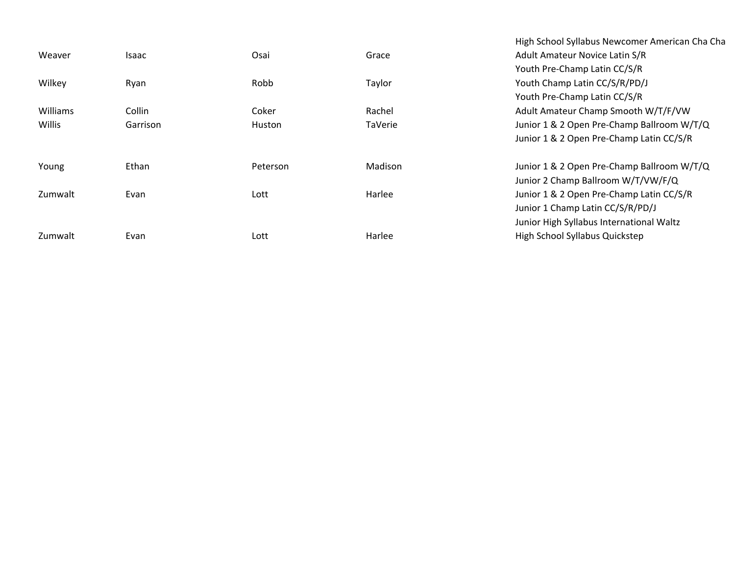| | | | | |
|---|---|---|---|---|
| | | | | High School Syllabus Newcomer American Cha Cha |
| Weaver | Isaac | Osai | Grace | Adult Amateur Novice Latin S/R |
| | | | | Youth Pre-Champ Latin CC/S/R |
| Wilkey | Ryan | Robb | Taylor | Youth Champ Latin CC/S/R/PD/J |
| | | | | Youth Pre-Champ Latin CC/S/R |
| Williams | Collin | Coker | Rachel | Adult Amateur Champ Smooth W/T/F/VW |
| Willis | Garrison | Huston | TaVerie | Junior 1 & 2 Open Pre-Champ Ballroom W/T/Q |
| | | | | Junior 1 & 2 Open Pre-Champ Latin CC/S/R |
| Young | Ethan | Peterson | Madison | Junior 1 & 2 Open Pre-Champ Ballroom W/T/Q |
| | | | | Junior 2 Champ Ballroom W/T/VW/F/Q |
| Zumwalt | Evan | Lott | Harlee | Junior 1 & 2 Open Pre-Champ Latin CC/S/R |
| | | | | Junior 1 Champ Latin CC/S/R/PD/J |
| | | | | Junior High Syllabus International Waltz |
| Zumwalt | Evan | Lott | Harlee | High School Syllabus Quickstep |